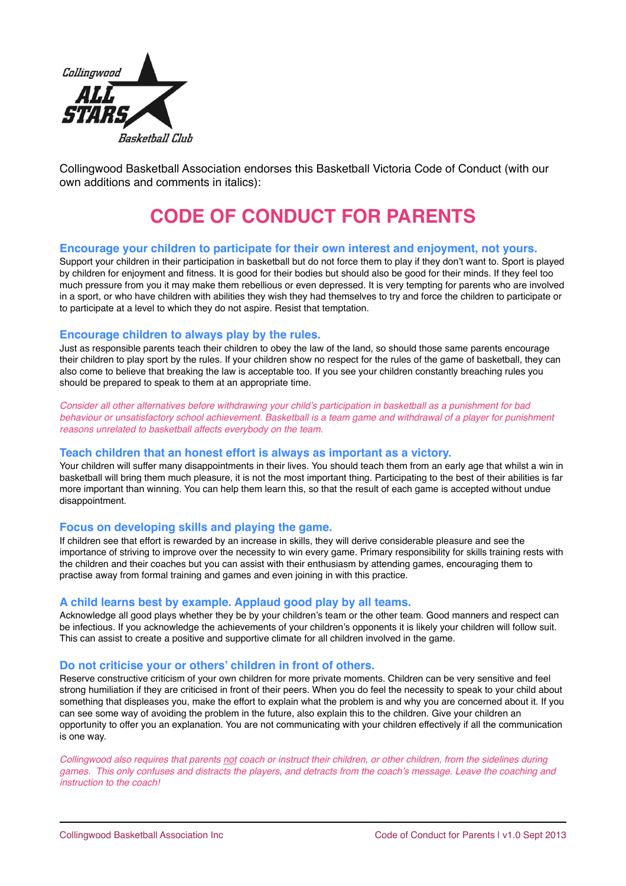Collingwood Basketball Association endorses this Basketball Victoria Code of Conduct (with our own additions and comments in italics):

# CODE OF CONDUCT FOR PARENTS

### Encourage your children to participate for their own interest and enjoyment, not yours.

Support your children in their participation in basketball but do not force them to play if they don't want to. Sport is played by children for enjoyment and fitness. It is good for their bodies but should also be good for their minds. If they feel too much pressure from you it may make them rebellious or even depressed. It is very tempting for parents who are involved in a sport, or who have children with abilities they wish they had themselves to try and force the children to participate or to participate at a level to which they do not aspire. Resist that temptation.

### Encourage children to always play by the rules.

Just as responsible parents teach their children to obey the law of the land, so should those same parents encourage their children to play sport by the rules. If your children show no respect for the rules of the game of basketball, they can also come to believe that breaking the law is acceptable too. If you see your children constantly breaching rules you should be prepared to speak to them at an appropriate time.

*Consider all other alternatives before withdrawing your child's participation in basketball as a punishment for bad behaviour or unsatisfactory school achievement. Basketball is a team game and withdrawal of a player for punishment reasons unrelated to basketball affects everybody on the team.*

### Teach children that an honest effort is always as important as a victory.

Your children will suffer many disappointments in their lives. You should teach them from an early age that whilst a win in basketball will bring them much pleasure, it is not the most important thing. Participating to the best of their abilities is far more important than winning. You can help them learn this, so that the result of each game is accepted without undue disappointment.

### Focus on developing skills and playing the game.

If children see that effort is rewarded by an increase in skills, they will derive considerable pleasure and see the importance of striving to improve over the necessity to win every game. Primary responsibility for skills training rests with the children and their coaches but you can assist with their enthusiasm by attending games, encouraging them to practise away from formal training and games and even joining in with this practice.

### A child learns best by example. Applaud good play by all teams.

Acknowledge all good plays whether they be by your children's team or the other team. Good manners and respect can be infectious. If you acknowledge the achievements of your children's opponents it is likely your children will follow suit. This can assist to create a positive and supportive climate for all children involved in the game.

### Do not criticise your or others' children in front of others.

Reserve constructive criticism of your own children for more private moments. Children can be very sensitive and feel strong humiliation if they are criticised in front of their peers. When you do feel the necessity to speak to your child about something that displeases you, make the effort to explain what the problem is and why you are concerned about it. If you can see some way of avoiding the problem in the future, also explain this to the children. Give your children an opportunity to offer you an explanation. You are not communicating with your children effectively if all the communication is one way.

*Collingwood also requires that parents <u>not</u> coach or instruct their children, or other children, from the sidelines during games. This only confuses and distracts the players, and detracts from the coach's message. Leave the coaching and instruction to the coach!*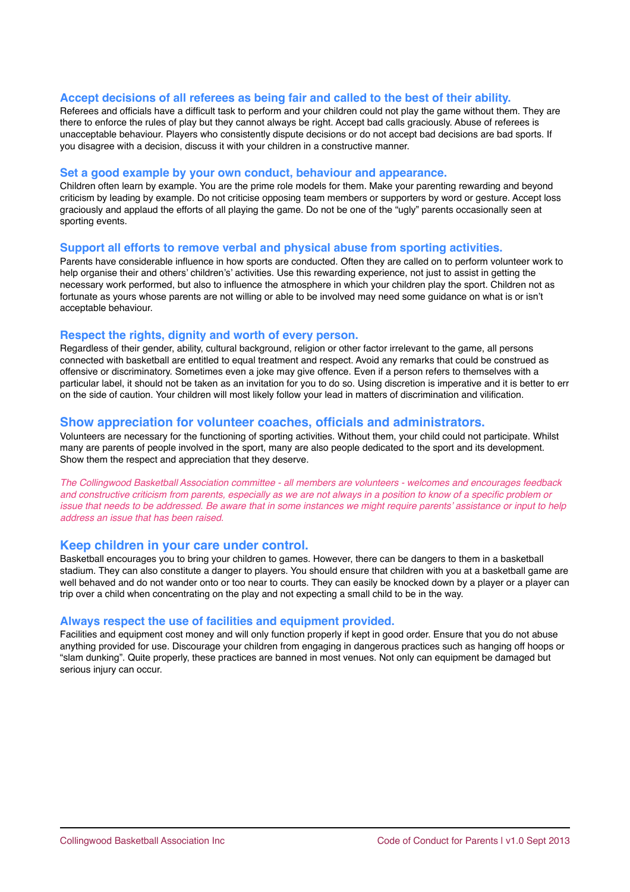### Accept decisions of all referees as being fair and called to the best of their ability.

Referees and officials have a difficult task to perform and your children could not play the game without them. They are there to enforce the rules of play but they cannot always be right. Accept bad calls graciously. Abuse of referees is unacceptable behaviour. Players who consistently dispute decisions or do not accept bad decisions are bad sports. If you disagree with a decision, discuss it with your children in a constructive manner.

### Set a good example by your own conduct, behaviour and appearance.

Children often learn by example. You are the prime role models for them. Make your parenting rewarding and beyond criticism by leading by example. Do not criticise opposing team members or supporters by word or gesture. Accept loss graciously and applaud the efforts of all playing the game. Do not be one of the "ugly" parents occasionally seen at sporting events.

### Support all efforts to remove verbal and physical abuse from sporting activities.

Parents have considerable influence in how sports are conducted. Often they are called on to perform volunteer work to help organise their and others' children's' activities. Use this rewarding experience, not just to assist in getting the necessary work performed, but also to influence the atmosphere in which your children play the sport. Children not as fortunate as yours whose parents are not willing or able to be involved may need some guidance on what is or isn't acceptable behaviour.

### Respect the rights, dignity and worth of every person.

Regardless of their gender, ability, cultural background, religion or other factor irrelevant to the game, all persons connected with basketball are entitled to equal treatment and respect. Avoid any remarks that could be construed as offensive or discriminatory. Sometimes even a joke may give offence. Even if a person refers to themselves with a particular label, it should not be taken as an invitation for you to do so. Using discretion is imperative and it is better to err on the side of caution. Your children will most likely follow your lead in matters of discrimination and vilification.

### Show appreciation for volunteer coaches, officials and administrators.

Volunteers are necessary for the functioning of sporting activities. Without them, your child could not participate. Whilst many are parents of people involved in the sport, many are also people dedicated to the sport and its development. Show them the respect and appreciation that they deserve.

*The Collingwood Basketball Association committee - all members are volunteers - welcomes and encourages feedback and constructive criticism from parents, especially as we are not always in a position to know of a specific problem or issue that needs to be addressed. Be aware that in some instances we might require parents' assistance or input to help address an issue that has been raised.*

### Keep children in your care under control.

Basketball encourages you to bring your children to games. However, there can be dangers to them in a basketball stadium. They can also constitute a danger to players. You should ensure that children with you at a basketball game are well behaved and do not wander onto or too near to courts. They can easily be knocked down by a player or a player can trip over a child when concentrating on the play and not expecting a small child to be in the way.

### Always respect the use of facilities and equipment provided.

Facilities and equipment cost money and will only function properly if kept in good order. Ensure that you do not abuse anything provided for use. Discourage your children from engaging in dangerous practices such as hanging off hoops or "slam dunking". Quite properly, these practices are banned in most venues. Not only can equipment be damaged but serious injury can occur.